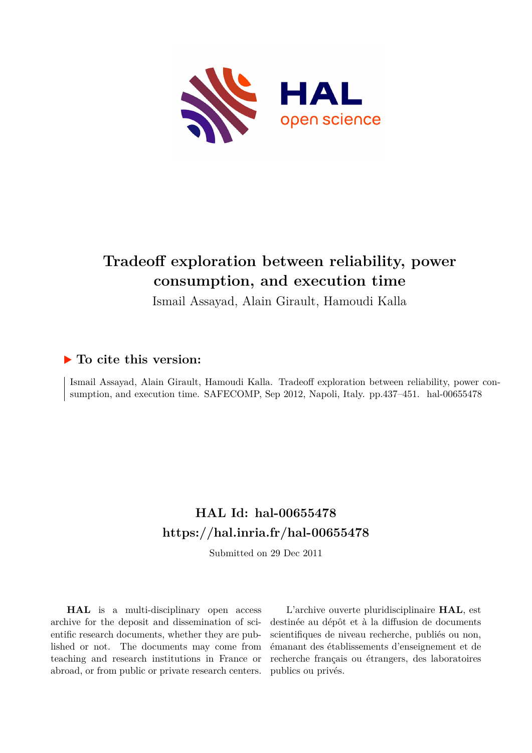# Tradeoff exploration between reliability, power consumption, and execution time

Ismail Assayad, Alain Girault, Hamoudi Kalla

## ▶ To cite this version:

Ismail Assayad, Alain Girault, Hamoudi Kalla. Tradeoff exploration between reliability, power consumption, and execution time. SAFECOMP, Sep 2012, Napoli, Italy. pp.437–451. hal-00655478

## HAL Id: hal-00655478

## https://hal.inria.fr/hal-00655478

Submitted on 29 Dec 2011

**HAL** is a multi-disciplinary open access archive for the deposit and dissemination of scientific research documents, whether they are published or not. The documents may come from teaching and research institutions in France or abroad, or from public or private research centers.

L'archive ouverte pluridisciplinaire **HAL**, est destinée au dépôt et à la diffusion de documents scientifiques de niveau recherche, publiés ou non, émanant des établissements d'enseignement et de recherche français ou étrangers, des laboratoires publics ou privés.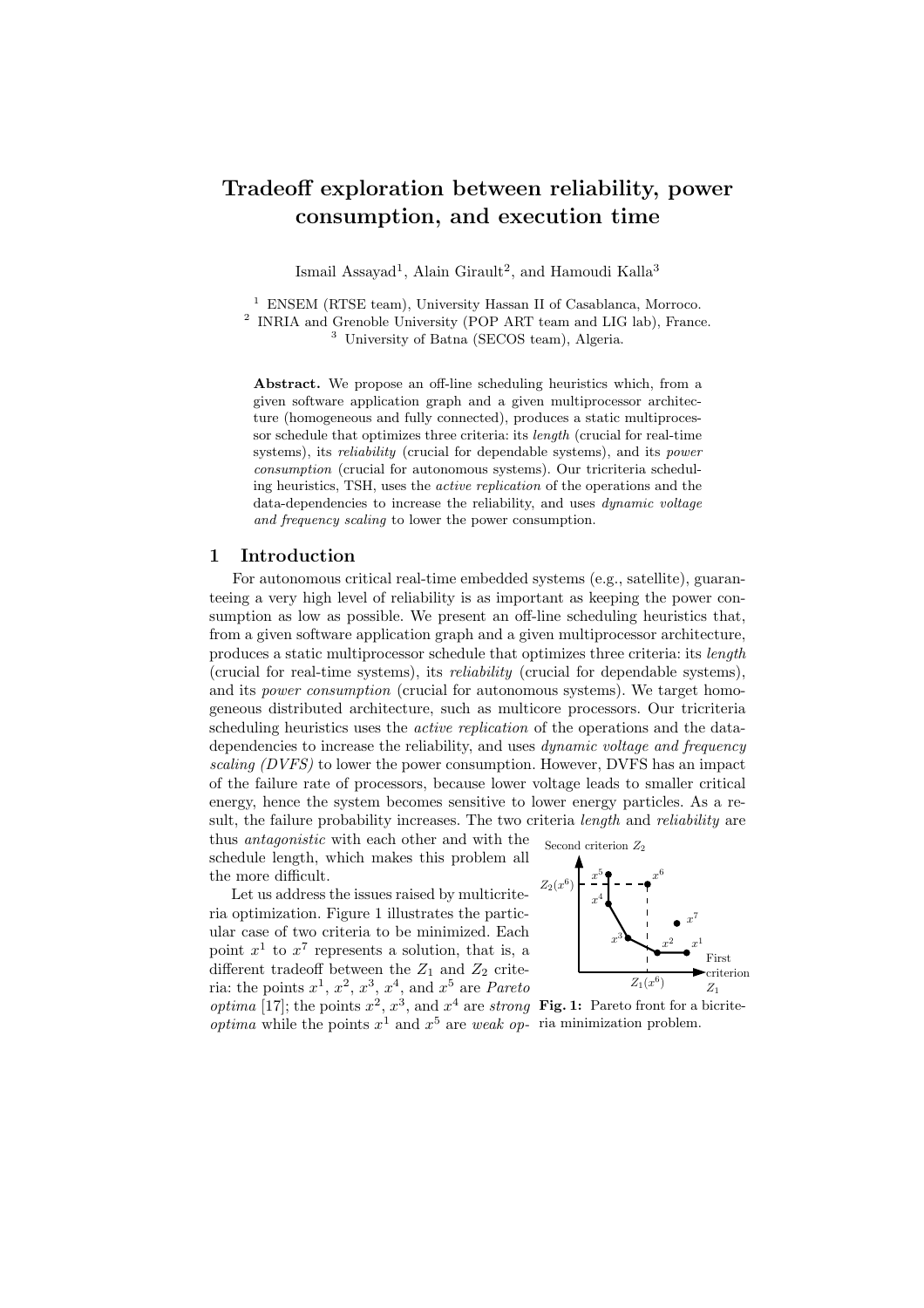# Tradeoff exploration between reliability, power consumption, and execution time

Ismail Assayad[1], Alain Girault[2], and Hamoudi Kalla[3]

[1] ENSEM (RTSE team), University Hassan II of Casablanca, Morroco.
[2] INRIA and Grenoble University (POP ART team and LIG lab), France.
[3] University of Batna (SECOS team), Algeria.

**Abstract.** We propose an off-line scheduling heuristics which, from a given software application graph and a given multiprocessor architecture (homogeneous and fully connected), produces a static multiprocessor schedule that optimizes three criteria: its *length* (crucial for real-time systems), its *reliability* (crucial for dependable systems), and its *power consumption* (crucial for autonomous systems). Our tricriteria scheduling heuristics, TSH, uses the *active replication* of the operations and the data-dependencies to increase the reliability, and uses *dynamic voltage and frequency scaling* to lower the power consumption.

## 1 Introduction

For autonomous critical real-time embedded systems (e.g., satellite), guaranteeing a very high level of reliability is as important as keeping the power consumption as low as possible. We present an off-line scheduling heuristics that, from a given software application graph and a given multiprocessor architecture, produces a static multiprocessor schedule that optimizes three criteria: its *length* (crucial for real-time systems), its *reliability* (crucial for dependable systems), and its *power consumption* (crucial for autonomous systems). We target homogeneous distributed architecture, such as multicore processors. Our tricriteria scheduling heuristics uses the *active replication* of the operations and the data-dependencies to increase the reliability, and uses *dynamic voltage and frequency scaling (DVFS)* to lower the power consumption. However, DVFS has an impact of the failure rate of processors, because lower voltage leads to smaller critical energy, hence the system becomes sensitive to lower energy particles. As a result, the failure probability increases. The two criteria *length* and *reliability* are thus *antagonistic* with each other and with the schedule length, which makes this problem all the more difficult.

Let us address the issues raised by multicriteria optimization. Figure 1 illustrates the particular case of two criteria to be minimized. Each point $x^1$ to $x^7$ represents a solution, that is, a different tradeoff between the $Z_1$ and $Z_2$ criteria: the points $x^1$, $x^2$, $x^3$, $x^4$, and $x^5$ are *Pareto optima* [17]; the points $x^2$, $x^3$, and $x^4$ are *strong optima* while the points $x^1$ and $x^5$ are *weak op-*

Second criterion $Z_2$

$Z_2(x^6)$

$x^5$ $x^6$ $x^4$ $x^7$ $x^3$ $x^2$ $x^1$

$Z_1(x^6)$

First criterion $Z_1$

**Fig. 1:** Pareto front for a bicriteria minimization problem.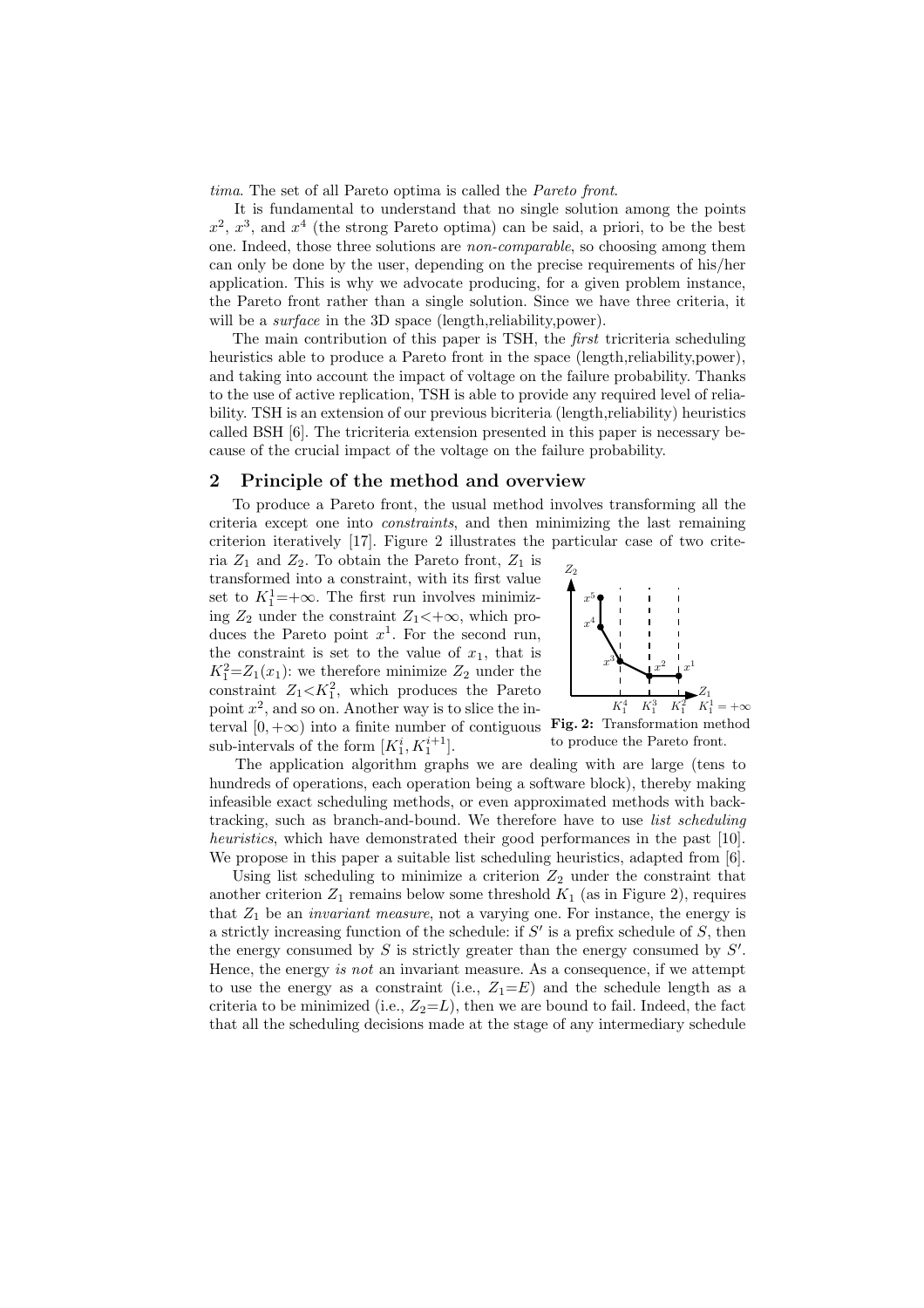*tima*. The set of all Pareto optima is called the *Pareto front*.

It is fundamental to understand that no single solution among the points $x^2$, $x^3$, and $x^4$ (the strong Pareto optima) can be said, a priori, to be the best one. Indeed, those three solutions are *non-comparable*, so choosing among them can only be done by the user, depending on the precise requirements of his/her application. This is why we advocate producing, for a given problem instance, the Pareto front rather than a single solution. Since we have three criteria, it will be a *surface* in the 3D space (length,reliability,power).

The main contribution of this paper is TSH, the *first* tricriteria scheduling heuristics able to produce a Pareto front in the space (length,reliability,power), and taking into account the impact of voltage on the failure probability. Thanks to the use of active replication, TSH is able to provide any required level of reliability. TSH is an extension of our previous bicriteria (length,reliability) heuristics called BSH [6]. The tricriteria extension presented in this paper is necessary because of the crucial impact of the voltage on the failure probability.

## 2 Principle of the method and overview

To produce a Pareto front, the usual method involves transforming all the criteria except one into *constraints*, and then minimizing the last remaining criterion iteratively [17]. Figure 2 illustrates the particular case of two criteria $Z_1$ and $Z_2$. To obtain the Pareto front, $Z_1$ is transformed into a constraint, with its first value set to $K_1^1{=}+\infty$. The first run involves minimizing $Z_2$ under the constraint $Z_1{<}+\infty$, which produces the Pareto point $x^1$. For the second run, the constraint is set to the value of $x_1$, that is $K_1^2{=}Z_1(x_1)$: we therefore minimize $Z_2$ under the constraint $Z_1{<}K_1^2$, which produces the Pareto point $x^2$, and so on. Another way is to slice the interval $[0,+\infty)$ into a finite number of contiguous sub-intervals of the form $[K_1^i, K_1^{i+1}]$.

**Fig. 2:** Transformation method to produce the Pareto front.

The application algorithm graphs we are dealing with are large (tens to hundreds of operations, each operation being a software block), thereby making infeasible exact scheduling methods, or even approximated methods with backtracking, such as branch-and-bound. We therefore have to use *list scheduling heuristics*, which have demonstrated their good performances in the past [10]. We propose in this paper a suitable list scheduling heuristics, adapted from [6].

Using list scheduling to minimize a criterion $Z_2$ under the constraint that another criterion $Z_1$ remains below some threshold $K_1$ (as in Figure 2), requires that $Z_1$ be an *invariant measure*, not a varying one. For instance, the energy is a strictly increasing function of the schedule: if $S'$ is a prefix schedule of $S$, then the energy consumed by $S$ is strictly greater than the energy consumed by $S'$. Hence, the energy *is not* an invariant measure. As a consequence, if we attempt to use the energy as a constraint (i.e., $Z_1{=}E$) and the schedule length as a criteria to be minimized (i.e., $Z_2{=}L$), then we are bound to fail. Indeed, the fact that all the scheduling decisions made at the stage of any intermediary schedule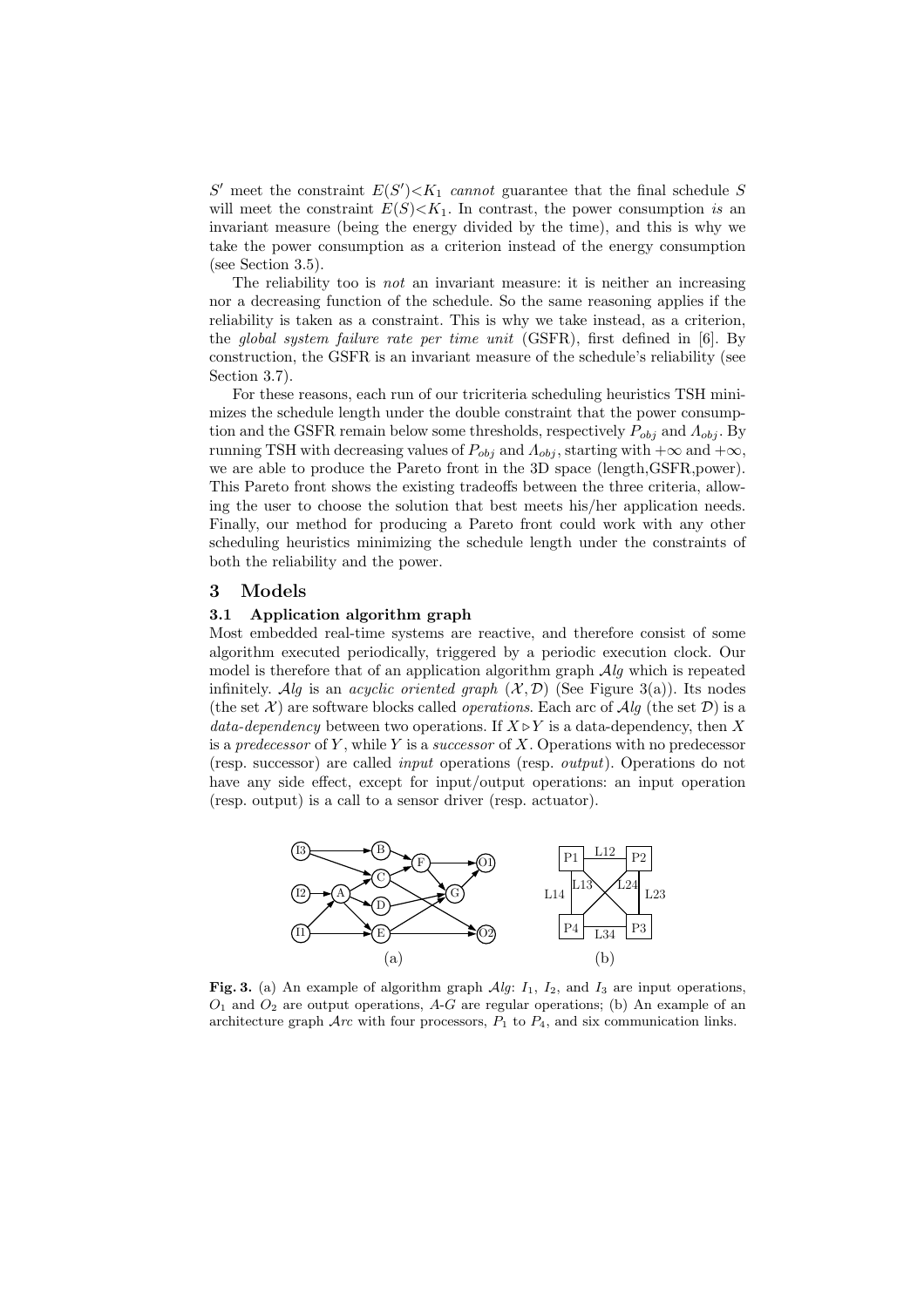$S'$ meet the constraint $E(S')<K_1$ *cannot* guarantee that the final schedule $S$ will meet the constraint $E(S)<K_1$. In contrast, the power consumption *is* an invariant measure (being the energy divided by the time), and this is why we take the power consumption as a criterion instead of the energy consumption (see Section 3.5).

The reliability too is *not* an invariant measure: it is neither an increasing nor a decreasing function of the schedule. So the same reasoning applies if the reliability is taken as a constraint. This is why we take instead, as a criterion, the *global system failure rate per time unit* (GSFR), first defined in [6]. By construction, the GSFR is an invariant measure of the schedule's reliability (see Section 3.7).

For these reasons, each run of our tricriteria scheduling heuristics TSH minimizes the schedule length under the double constraint that the power consumption and the GSFR remain below some thresholds, respectively $P_{obj}$ and $\Lambda_{obj}$. By running TSH with decreasing values of $P_{obj}$ and $\Lambda_{obj}$, starting with $+\infty$ and $+\infty$, we are able to produce the Pareto front in the 3D space (length,GSFR,power). This Pareto front shows the existing tradeoffs between the three criteria, allowing the user to choose the solution that best meets his/her application needs. Finally, our method for producing a Pareto front could work with any other scheduling heuristics minimizing the schedule length under the constraints of both the reliability and the power.

# 3 Models

## 3.1 Application algorithm graph

Most embedded real-time systems are reactive, and therefore consist of some algorithm executed periodically, triggered by a periodic execution clock. Our model is therefore that of an application algorithm graph $\mathcal{A}lg$ which is repeated infinitely. $\mathcal{A}lg$ is an *acyclic oriented graph* $(\mathcal{X}, \mathcal{D})$ (See Figure 3(a)). Its nodes (the set $\mathcal{X}$) are software blocks called *operations*. Each arc of $\mathcal{A}lg$ (the set $\mathcal{D}$) is a *data-dependency* between two operations. If $X \triangleright Y$ is a data-dependency, then $X$ is a *predecessor* of $Y$, while $Y$ is a *successor* of $X$. Operations with no predecessor (resp. successor) are called *input* operations (resp. *output*). Operations do not have any side effect, except for input/output operations: an input operation (resp. output) is a call to a sensor driver (resp. actuator).

**Fig. 3.** (a) An example of algorithm graph $\mathcal{A}lg$: $I_1$, $I_2$, and $I_3$ are input operations, $O_1$ and $O_2$ are output operations, *A*-*G* are regular operations; (b) An example of an architecture graph $\mathcal{A}rc$ with four processors, $P_1$ to $P_4$, and six communication links.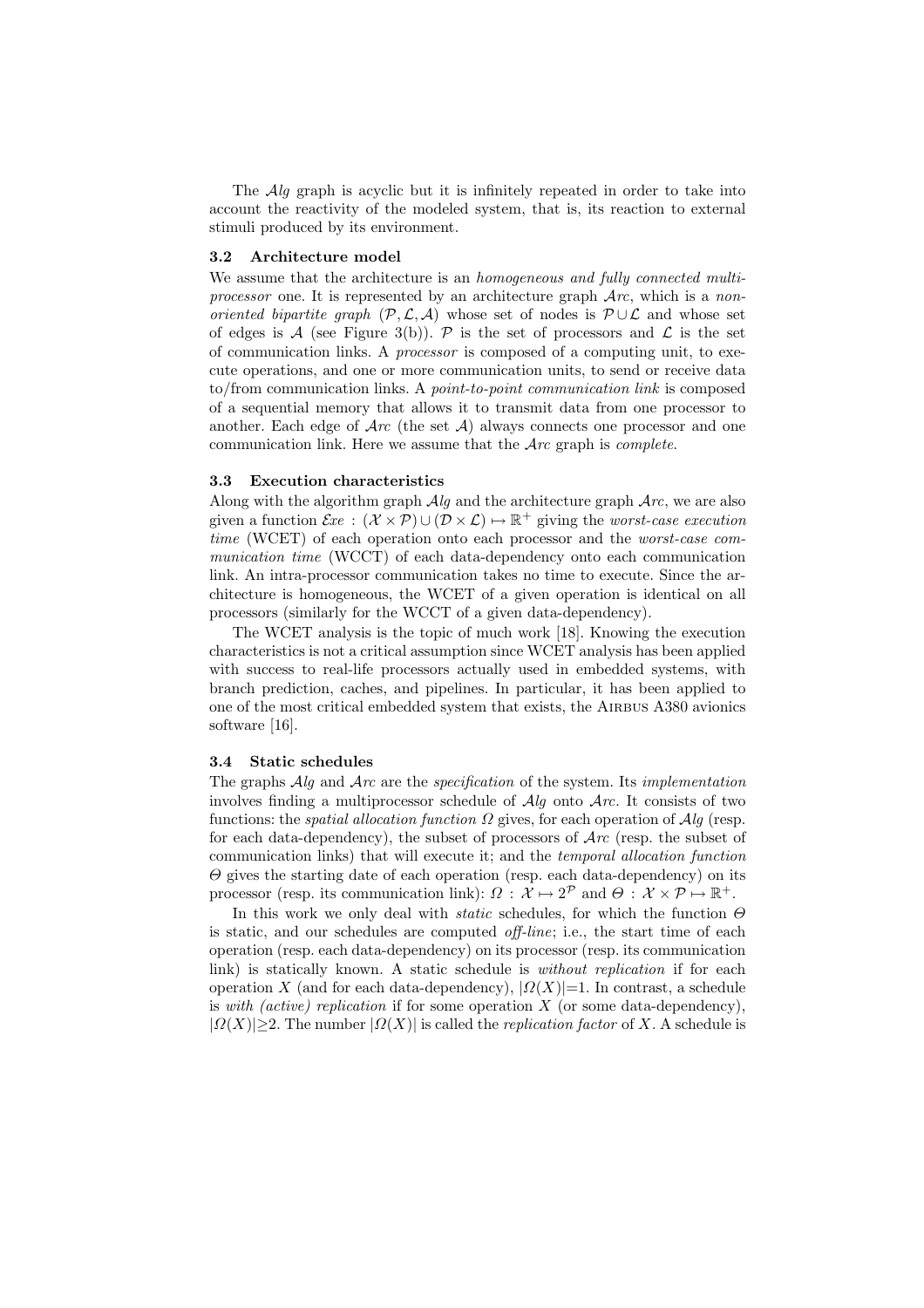The $\mathcal{A}lg$ graph is acyclic but it is infinitely repeated in order to take into account the reactivity of the modeled system, that is, its reaction to external stimuli produced by its environment.

### 3.2 Architecture model

We assume that the architecture is an *homogeneous and fully connected multiprocessor* one. It is represented by an architecture graph $\mathcal{A}rc$, which is a *non-oriented bipartite graph* $(\mathcal{P}, \mathcal{L}, \mathcal{A})$ whose set of nodes is $\mathcal{P} \cup \mathcal{L}$ and whose set of edges is $\mathcal{A}$ (see Figure 3(b)). $\mathcal{P}$ is the set of processors and $\mathcal{L}$ is the set of communication links. A *processor* is composed of a computing unit, to execute operations, and one or more communication units, to send or receive data to/from communication links. A *point-to-point communication link* is composed of a sequential memory that allows it to transmit data from one processor to another. Each edge of $\mathcal{A}rc$ (the set $\mathcal{A}$) always connects one processor and one communication link. Here we assume that the $\mathcal{A}rc$ graph is *complete*.

### 3.3 Execution characteristics

Along with the algorithm graph $\mathcal{A}lg$ and the architecture graph $\mathcal{A}rc$, we are also given a function $\mathcal{E}xe : (\mathcal{X} \times \mathcal{P}) \cup (\mathcal{D} \times \mathcal{L}) \mapsto \mathbb{R}^+$ giving the *worst-case execution time* (WCET) of each operation onto each processor and the *worst-case communication time* (WCCT) of each data-dependency onto each communication link. An intra-processor communication takes no time to execute. Since the architecture is homogeneous, the WCET of a given operation is identical on all processors (similarly for the WCCT of a given data-dependency).

The WCET analysis is the topic of much work [18]. Knowing the execution characteristics is not a critical assumption since WCET analysis has been applied with success to real-life processors actually used in embedded systems, with branch prediction, caches, and pipelines. In particular, it has been applied to one of the most critical embedded system that exists, the Airbus A380 avionics software [16].

### 3.4 Static schedules

The graphs $\mathcal{A}lg$ and $\mathcal{A}rc$ are the *specification* of the system. Its *implementation* involves finding a multiprocessor schedule of $\mathcal{A}lg$ onto $\mathcal{A}rc$. It consists of two functions: the *spatial allocation function* $\Omega$ gives, for each operation of $\mathcal{A}lg$ (resp. for each data-dependency), the subset of processors of $\mathcal{A}rc$ (resp. the subset of communication links) that will execute it; and the *temporal allocation function* $\Theta$ gives the starting date of each operation (resp. each data-dependency) on its processor (resp. its communication link): $\Omega : \mathcal{X} \mapsto 2^{\mathcal{P}}$ and $\Theta : \mathcal{X} \times \mathcal{P} \mapsto \mathbb{R}^+$.

In this work we only deal with *static* schedules, for which the function $\Theta$ is static, and our schedules are computed *off-line*; i.e., the start time of each operation (resp. each data-dependency) on its processor (resp. its communication link) is statically known. A static schedule is *without replication* if for each operation $X$ (and for each data-dependency), $|\Omega(X)|=1$. In contrast, a schedule is *with (active) replication* if for some operation $X$ (or some data-dependency), $|\Omega(X)| \geq 2$. The number $|\Omega(X)|$ is called the *replication factor* of $X$. A schedule is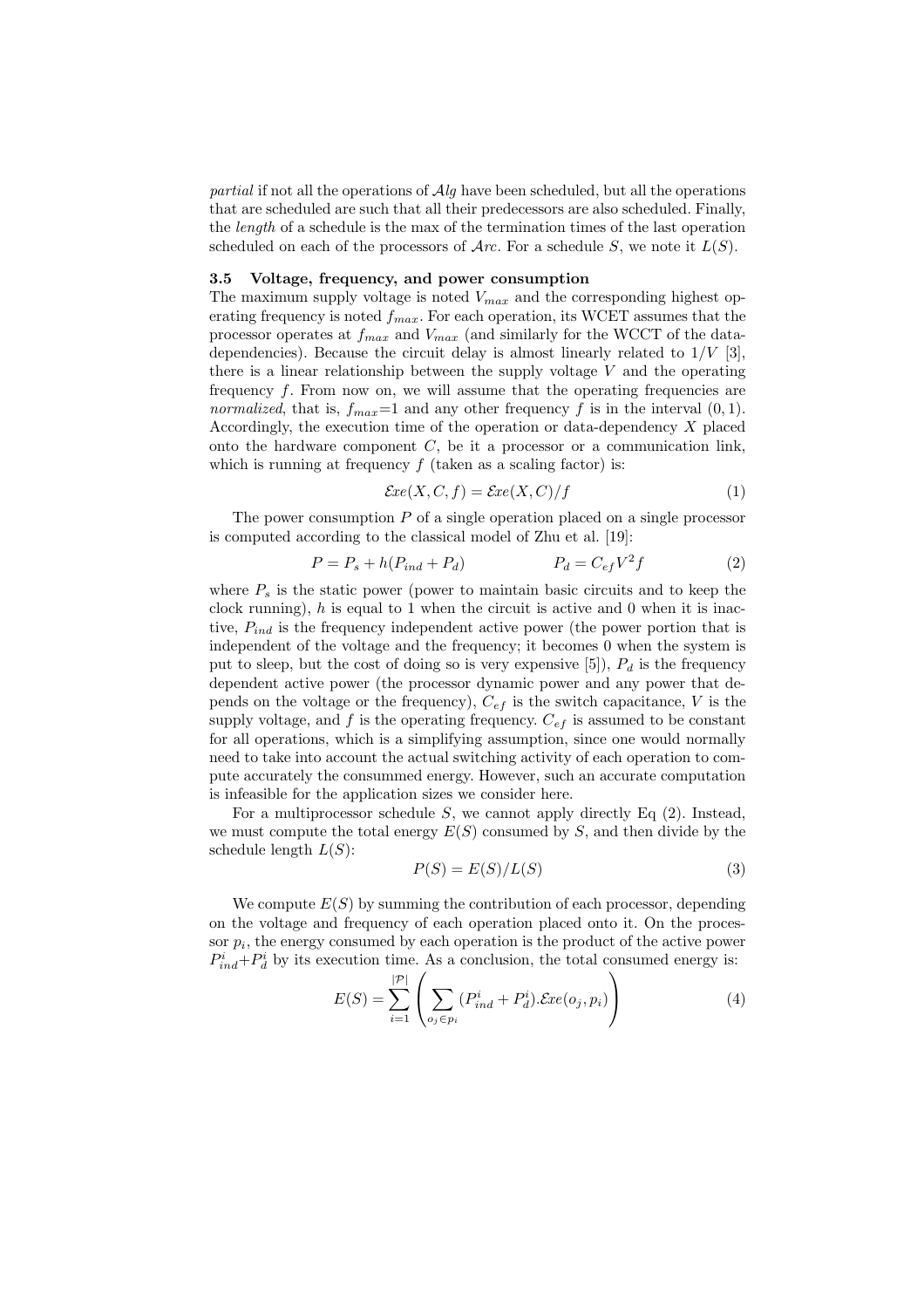*partial* if not all the operations of $\mathcal{A}lg$ have been scheduled, but all the operations that are scheduled are such that all their predecessors are also scheduled. Finally, the *length* of a schedule is the max of the termination times of the last operation scheduled on each of the processors of $\mathcal{A}rc$. For a schedule $S$, we note it $L(S)$.

### 3.5 Voltage, frequency, and power consumption

The maximum supply voltage is noted $V_{max}$ and the corresponding highest operating frequency is noted $f_{max}$. For each operation, its WCET assumes that the processor operates at $f_{max}$ and $V_{max}$ (and similarly for the WCCT of the data-dependencies). Because the circuit delay is almost linearly related to $1/V$ [3], there is a linear relationship between the supply voltage $V$ and the operating frequency $f$. From now on, we will assume that the operating frequencies are *normalized*, that is, $f_{max}$=1 and any other frequency $f$ is in the interval $(0, 1)$. Accordingly, the execution time of the operation or data-dependency $X$ placed onto the hardware component $C$, be it a processor or a communication link, which is running at frequency $f$ (taken as a scaling factor) is:

$$\mathcal{E}xe(X, C, f) = \mathcal{E}xe(X, C)/f \tag{1}$$

The power consumption $P$ of a single operation placed on a single processor is computed according to the classical model of Zhu et al. [19]:

$$P = P_s + h(P_{ind} + P_d) \qquad\qquad P_d = C_{ef}V^2 f \tag{2}$$

where $P_s$ is the static power (power to maintain basic circuits and to keep the clock running), $h$ is equal to 1 when the circuit is active and 0 when it is inactive, $P_{ind}$ is the frequency independent active power (the power portion that is independent of the voltage and the frequency; it becomes 0 when the system is put to sleep, but the cost of doing so is very expensive [5]), $P_d$ is the frequency dependent active power (the processor dynamic power and any power that depends on the voltage or the frequency), $C_{ef}$ is the switch capacitance, $V$ is the supply voltage, and $f$ is the operating frequency. $C_{ef}$ is assumed to be constant for all operations, which is a simplifying assumption, since one would normally need to take into account the actual switching activity of each operation to compute accurately the consummed energy. However, such an accurate computation is infeasible for the application sizes we consider here.

For a multiprocessor schedule $S$, we cannot apply directly Eq (2). Instead, we must compute the total energy $E(S)$ consumed by $S$, and then divide by the schedule length $L(S)$:

$$P(S) = E(S)/L(S) \tag{3}$$

We compute $E(S)$ by summing the contribution of each processor, depending on the voltage and frequency of each operation placed onto it. On the processor $p_i$, the energy consumed by each operation is the product of the active power $P^i_{ind}+P^i_d$ by its execution time. As a conclusion, the total consumed energy is:

$$E(S) = \sum_{i=1}^{|\mathcal{P}|} \left( \sum_{o_j \in p_i} (P^i_{ind} + P^i_d).\mathcal{E}xe(o_j, p_i) \right) \tag{4}$$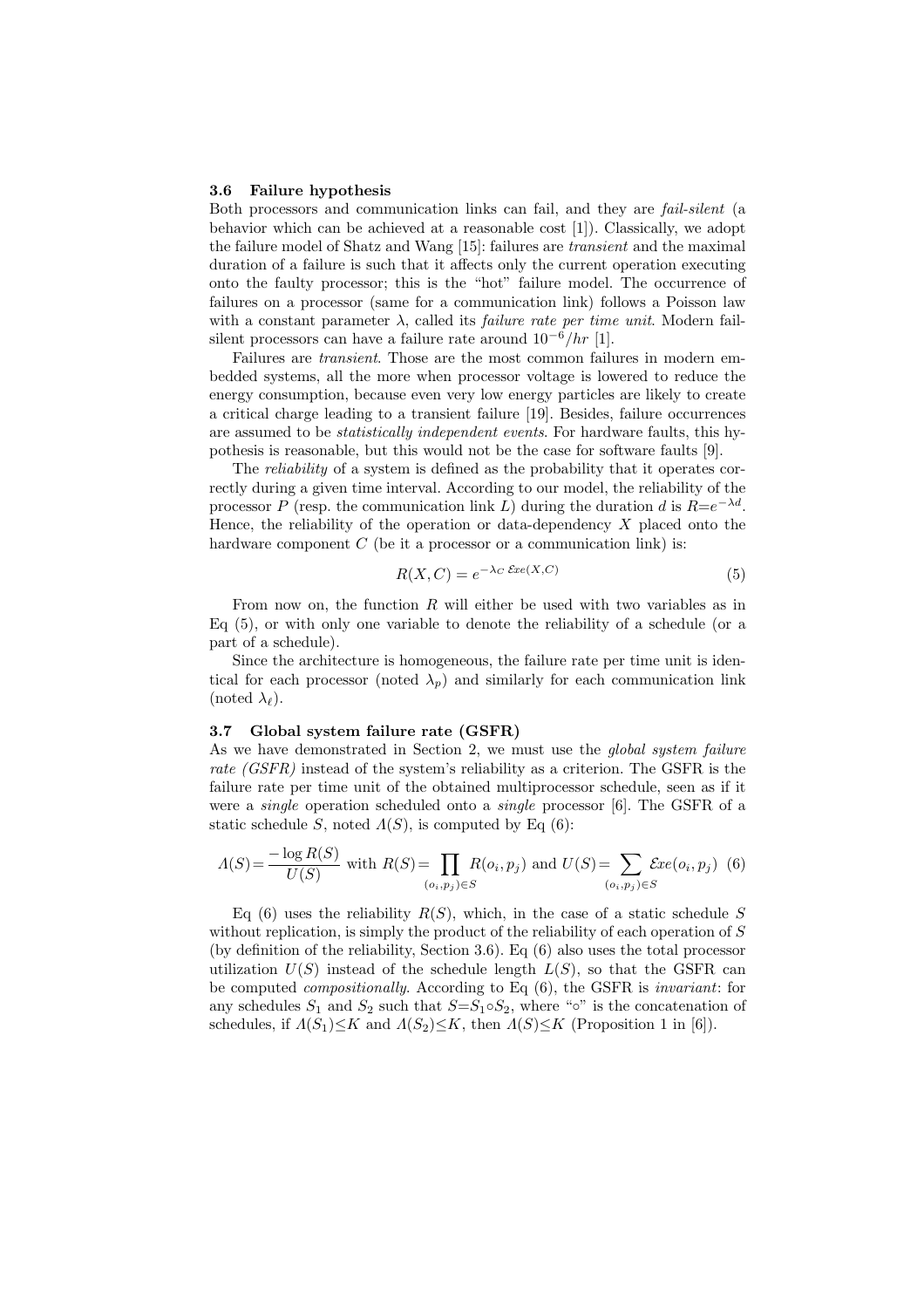### 3.6 Failure hypothesis

Both processors and communication links can fail, and they are *fail-silent* (a behavior which can be achieved at a reasonable cost [1]). Classically, we adopt the failure model of Shatz and Wang [15]: failures are *transient* and the maximal duration of a failure is such that it affects only the current operation executing onto the faulty processor; this is the "hot" failure model. The occurrence of failures on a processor (same for a communication link) follows a Poisson law with a constant parameter $\lambda$, called its *failure rate per time unit*. Modern fail-silent processors can have a failure rate around $10^{-6}/hr$ [1].

Failures are *transient*. Those are the most common failures in modern embedded systems, all the more when processor voltage is lowered to reduce the energy consumption, because even very low energy particles are likely to create a critical charge leading to a transient failure [19]. Besides, failure occurrences are assumed to be *statistically independent events*. For hardware faults, this hypothesis is reasonable, but this would not be the case for software faults [9].

The *reliability* of a system is defined as the probability that it operates correctly during a given time interval. According to our model, the reliability of the processor $P$ (resp. the communication link $L$) during the duration $d$ is $R = e^{-\lambda d}$. Hence, the reliability of the operation or data-dependency $X$ placed onto the hardware component $C$ (be it a processor or a communication link) is:

$$R(X, C) = e^{-\lambda_C \, \mathcal{E}xe(X,C)} \tag{5}$$

From now on, the function $R$ will either be used with two variables as in Eq (5), or with only one variable to denote the reliability of a schedule (or a part of a schedule).

Since the architecture is homogeneous, the failure rate per time unit is identical for each processor (noted $\lambda_p$) and similarly for each communication link (noted $\lambda_\ell$).

### 3.7 Global system failure rate (GSFR)

As we have demonstrated in Section 2, we must use the *global system failure rate (GSFR)* instead of the system's reliability as a criterion. The GSFR is the failure rate per time unit of the obtained multiprocessor schedule, seen as if it were a *single* operation scheduled onto a *single* processor [6]. The GSFR of a static schedule $S$, noted $\Lambda(S)$, is computed by Eq (6):

$$\Lambda(S) = \frac{-\log R(S)}{U(S)} \text{ with } R(S) = \prod_{(o_i,p_j) \in S} R(o_i, p_j) \text{ and } U(S) = \sum_{(o_i,p_j) \in S} \mathcal{E}xe(o_i, p_j) \tag{6}$$

Eq (6) uses the reliability $R(S)$, which, in the case of a static schedule $S$ without replication, is simply the product of the reliability of each operation of $S$ (by definition of the reliability, Section 3.6). Eq (6) also uses the total processor utilization $U(S)$ instead of the schedule length $L(S)$, so that the GSFR can be computed *compositionally*. According to Eq (6), the GSFR is *invariant*: for any schedules $S_1$ and $S_2$ such that $S = S_1 \circ S_2$, where "$\circ$" is the concatenation of schedules, if $\Lambda(S_1) \leq K$ and $\Lambda(S_2) \leq K$, then $\Lambda(S) \leq K$ (Proposition 1 in [6]).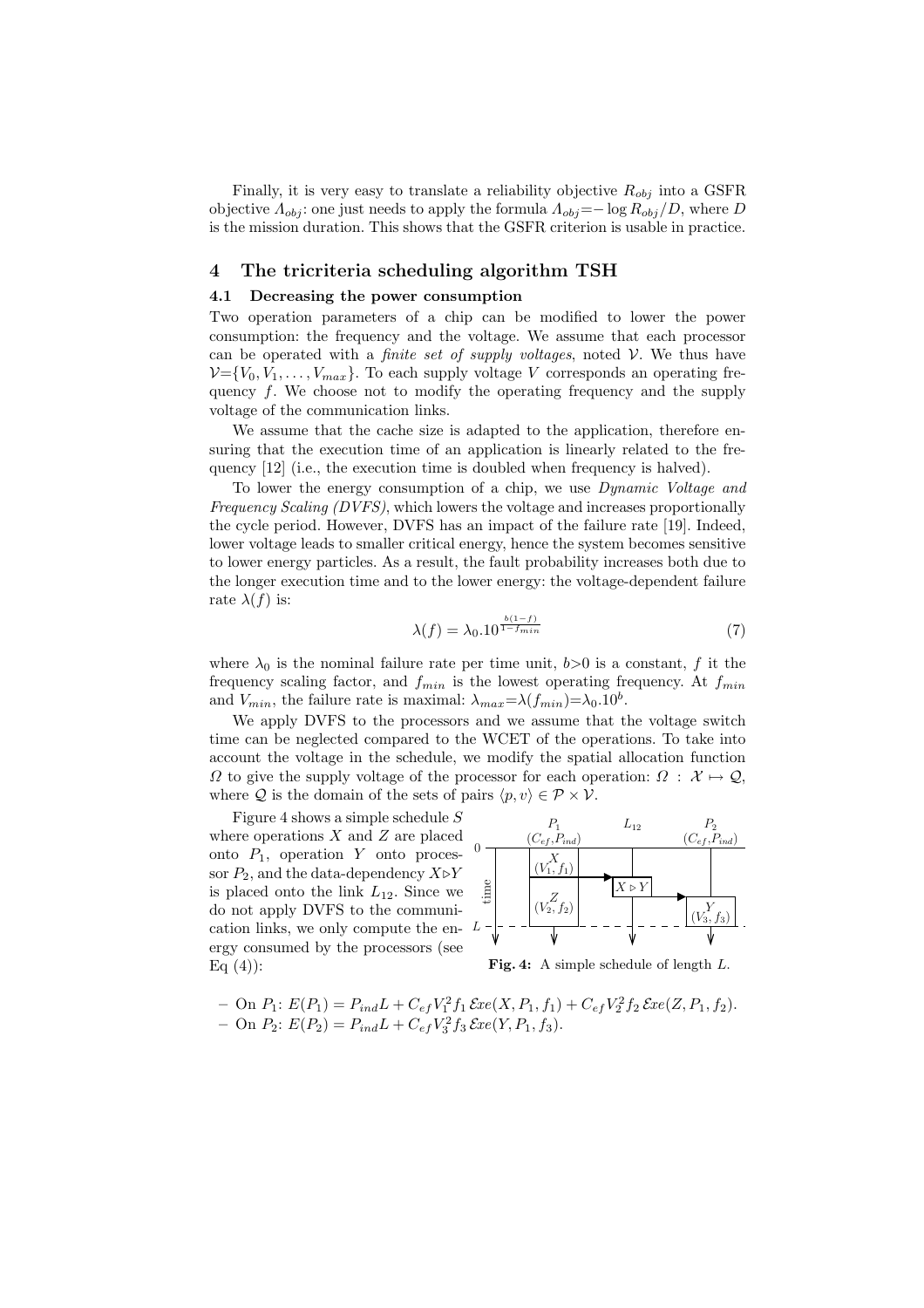Finally, it is very easy to translate a reliability objective $R_{obj}$ into a GSFR objective $\Lambda_{obj}$: one just needs to apply the formula $\Lambda_{obj} = -\log R_{obj}/D$, where $D$ is the mission duration. This shows that the GSFR criterion is usable in practice.

# 4 The tricriteria scheduling algorithm TSH

## 4.1 Decreasing the power consumption

Two operation parameters of a chip can be modified to lower the power consumption: the frequency and the voltage. We assume that each processor can be operated with a *finite set of supply voltages*, noted $\mathcal{V}$. We thus have $\mathcal{V} = \{V_0, V_1, \ldots, V_{max}\}$. To each supply voltage $V$ corresponds an operating frequency $f$. We choose not to modify the operating frequency and the supply voltage of the communication links.

We assume that the cache size is adapted to the application, therefore ensuring that the execution time of an application is linearly related to the frequency [12] (i.e., the execution time is doubled when frequency is halved).

To lower the energy consumption of a chip, we use *Dynamic Voltage and Frequency Scaling (DVFS)*, which lowers the voltage and increases proportionally the cycle period. However, DVFS has an impact of the failure rate [19]. Indeed, lower voltage leads to smaller critical energy, hence the system becomes sensitive to lower energy particles. As a result, the fault probability increases both due to the longer execution time and to the lower energy: the voltage-dependent failure rate $\lambda(f)$ is:

$$\lambda(f) = \lambda_0 . 10^{\frac{b(1-f)}{1-f_{min}}} \tag{7}$$

where $\lambda_0$ is the nominal failure rate per time unit, $b>0$ is a constant, $f$ it the frequency scaling factor, and $f_{min}$ is the lowest operating frequency. At $f_{min}$ and $V_{min}$, the failure rate is maximal: $\lambda_{max} = \lambda(f_{min}) = \lambda_0 . 10^b$.

We apply DVFS to the processors and we assume that the voltage switch time can be neglected compared to the WCET of the operations. To take into account the voltage in the schedule, we modify the spatial allocation function $\Omega$ to give the supply voltage of the processor for each operation: $\Omega : \mathcal{X} \mapsto \mathcal{Q}$, where $\mathcal{Q}$ is the domain of the sets of pairs $\langle p, v \rangle \in \mathcal{P} \times \mathcal{V}$.

Figure 4 shows a simple schedule $S$ where operations $X$ and $Z$ are placed onto $P_1$, operation $Y$ onto processor $P_2$, and the data-dependency $X \triangleright Y$ is placed onto the link $L_{12}$. Since we do not apply DVFS to the communication links, we only compute the energy consumed by the processors (see Eq (4)):

**Fig. 4:** A simple schedule of length $L$.

- On $P_1$: $E(P_1) = P_{ind} L + C_{ef} V_1^2 f_1 \, \mathcal{E}xe(X, P_1, f_1) + C_{ef} V_2^2 f_2 \, \mathcal{E}xe(Z, P_1, f_2)$.
- On $P_2$: $E(P_2) = P_{ind} L + C_{ef} V_3^2 f_3 \, \mathcal{E}xe(Y, P_1, f_3)$.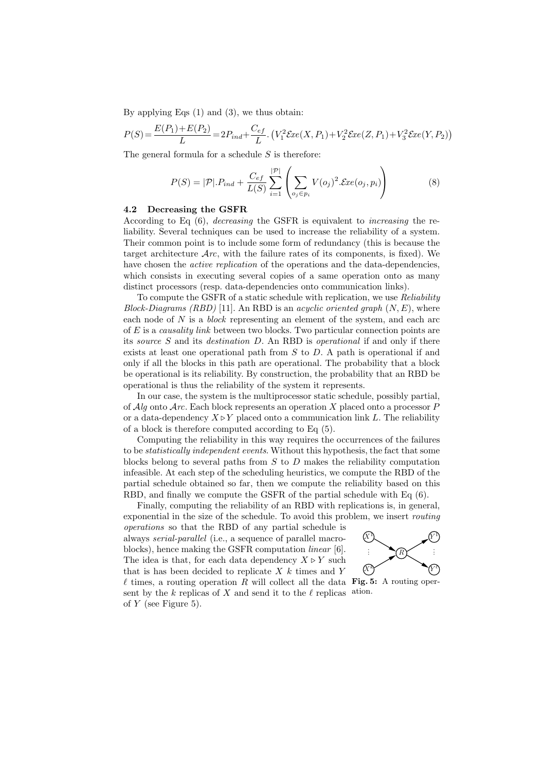By applying Eqs (1) and (3), we thus obtain:

$$P(S)=\frac{E(P_1)+E(P_2)}{L}=2P_{ind}+\frac{C_{ef}}{L}.\left(V_1^2\mathcal{E}xe(X,P_1)+V_2^2\mathcal{E}xe(Z,P_1)+V_3^2\mathcal{E}xe(Y,P_2)\right)$$

The general formula for a schedule $S$ is therefore:

$$P(S) = |\mathcal{P}|.P_{ind} + \frac{C_{ef}}{L(S)} \sum_{i=1}^{|\mathcal{P}|} \left( \sum_{o_j \in p_i} V(o_j)^2.\mathcal{E}xe(o_j, p_i) \right) \tag{8}$$

### 4.2 Decreasing the GSFR

According to Eq (6), *decreasing* the GSFR is equivalent to *increasing* the reliability. Several techniques can be used to increase the reliability of a system. Their common point is to include some form of redundancy (this is because the target architecture $\mathcal{A}rc$, with the failure rates of its components, is fixed). We have chosen the *active replication* of the operations and the data-dependencies, which consists in executing several copies of a same operation onto as many distinct processors (resp. data-dependencies onto communication links).

To compute the GSFR of a static schedule with replication, we use *Reliability Block-Diagrams (RBD)* [11]. An RBD is an *acyclic oriented graph* $(N, E)$, where each node of $N$ is a *block* representing an element of the system, and each arc of $E$ is a *causality link* between two blocks. Two particular connection points are its *source* $S$ and its *destination* $D$. An RBD is *operational* if and only if there exists at least one operational path from $S$ to $D$. A path is operational if and only if all the blocks in this path are operational. The probability that a block be operational is its reliability. By construction, the probability that an RBD be operational is thus the reliability of the system it represents.

In our case, the system is the multiprocessor static schedule, possibly partial, of $\mathcal{A}lg$ onto $\mathcal{A}rc$. Each block represents an operation $X$ placed onto a processor $P$ or a data-dependency $X \triangleright Y$ placed onto a communication link $L$. The reliability of a block is therefore computed according to Eq (5).

Computing the reliability in this way requires the occurrences of the failures to be *statistically independent events*. Without this hypothesis, the fact that some blocks belong to several paths from $S$ to $D$ makes the reliability computation infeasible. At each step of the scheduling heuristics, we compute the RBD of the partial schedule obtained so far, then we compute the reliability based on this RBD, and finally we compute the GSFR of the partial schedule with Eq (6).

Finally, computing the reliability of an RBD with replications is, in general, exponential in the size of the schedule. To avoid this problem, we insert *routing operations* so that the RBD of any partial schedule is always *serial-parallel* (i.e., a sequence of parallel macro-blocks), hence making the GSFR computation *linear* [6]. The idea is that, for each data dependency $X \triangleright Y$ such that is has been decided to replicate $X$ $k$ times and $Y$ $\ell$ times, a routing operation $R$ will collect all the data sent by the $k$ replicas of $X$ and send it to the $\ell$ replicas of $Y$ (see Figure 5).

**Fig. 5:** A routing operation.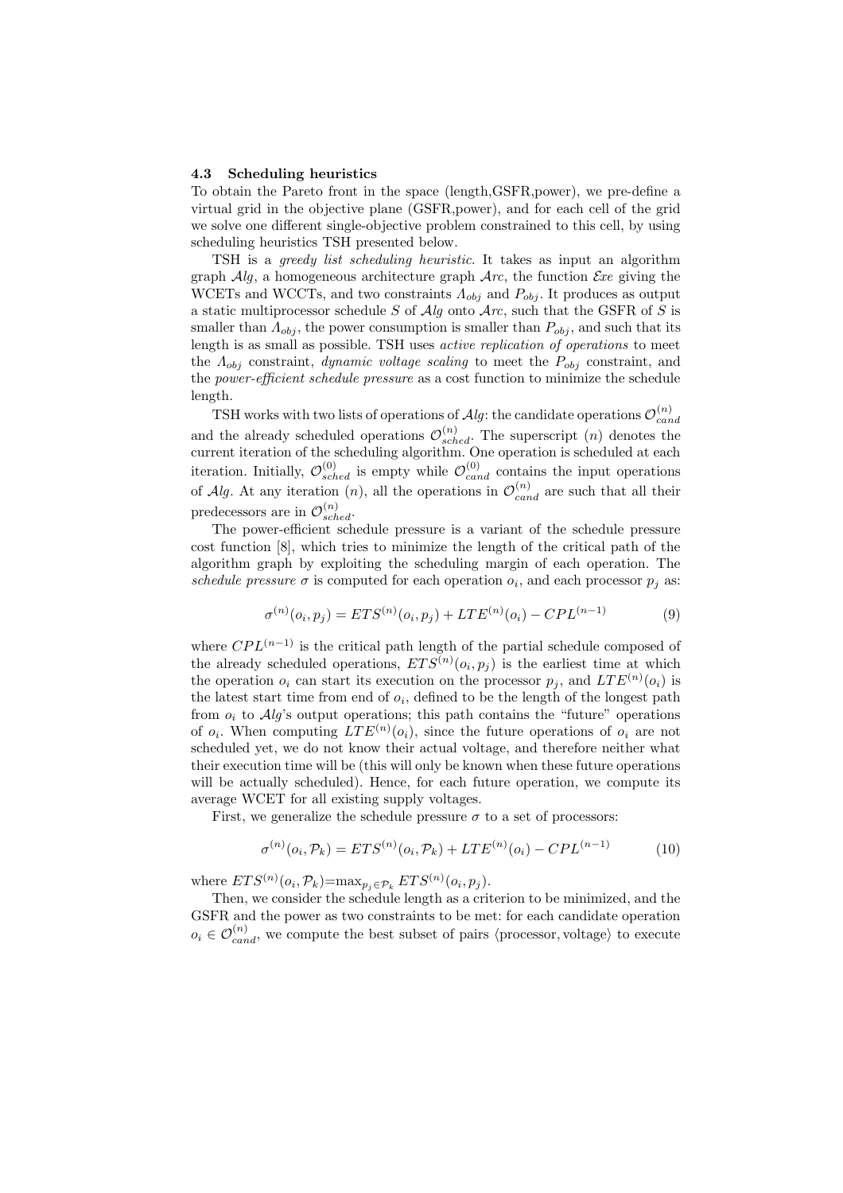### 4.3 Scheduling heuristics

To obtain the Pareto front in the space (length,GSFR,power), we pre-define a virtual grid in the objective plane (GSFR,power), and for each cell of the grid we solve one different single-objective problem constrained to this cell, by using scheduling heuristics TSH presented below.

TSH is a *greedy list scheduling heuristic*. It takes as input an algorithm graph $\mathcal{A}lg$, a homogeneous architecture graph $\mathcal{A}rc$, the function $\mathcal{E}xe$ giving the WCETs and WCCTs, and two constraints $\Lambda_{obj}$ and $P_{obj}$. It produces as output a static multiprocessor schedule $S$ of $\mathcal{A}lg$ onto $\mathcal{A}rc$, such that the GSFR of $S$ is smaller than $\Lambda_{obj}$, the power consumption is smaller than $P_{obj}$, and such that its length is as small as possible. TSH uses *active replication of operations* to meet the $\Lambda_{obj}$ constraint, *dynamic voltage scaling* to meet the $P_{obj}$ constraint, and the *power-efficient schedule pressure* as a cost function to minimize the schedule length.

TSH works with two lists of operations of $\mathcal{A}lg$: the candidate operations $\mathcal{O}^{(n)}_{cand}$ and the already scheduled operations $\mathcal{O}^{(n)}_{sched}$. The superscript $(n)$ denotes the current iteration of the scheduling algorithm. One operation is scheduled at each iteration. Initially, $\mathcal{O}^{(0)}_{sched}$ is empty while $\mathcal{O}^{(0)}_{cand}$ contains the input operations of $\mathcal{A}lg$. At any iteration $(n)$, all the operations in $\mathcal{O}^{(n)}_{cand}$ are such that all their predecessors are in $\mathcal{O}^{(n)}_{sched}$.

The power-efficient schedule pressure is a variant of the schedule pressure cost function [8], which tries to minimize the length of the critical path of the algorithm graph by exploiting the scheduling margin of each operation. The *schedule pressure* $\sigma$ is computed for each operation $o_i$, and each processor $p_j$ as:

$$\sigma^{(n)}(o_i, p_j) = ETS^{(n)}(o_i, p_j) + LTE^{(n)}(o_i) - CPL^{(n-1)} \tag{9}$$

where $CPL^{(n-1)}$ is the critical path length of the partial schedule composed of the already scheduled operations, $ETS^{(n)}(o_i, p_j)$ is the earliest time at which the operation $o_i$ can start its execution on the processor $p_j$, and $LTE^{(n)}(o_i)$ is the latest start time from end of $o_i$, defined to be the length of the longest path from $o_i$ to $\mathcal{A}lg$'s output operations; this path contains the "future" operations of $o_i$. When computing $LTE^{(n)}(o_i)$, since the future operations of $o_i$ are not scheduled yet, we do not know their actual voltage, and therefore neither what their execution time will be (this will only be known when these future operations will be actually scheduled). Hence, for each future operation, we compute its average WCET for all existing supply voltages.

First, we generalize the schedule pressure $\sigma$ to a set of processors:

$$\sigma^{(n)}(o_i, \mathcal{P}_k) = ETS^{(n)}(o_i, \mathcal{P}_k) + LTE^{(n)}(o_i) - CPL^{(n-1)} \tag{10}$$

where $ETS^{(n)}(o_i, \mathcal{P}_k) = \max_{p_j \in \mathcal{P}_k} ETS^{(n)}(o_i, p_j)$.

Then, we consider the schedule length as a criterion to be minimized, and the GSFR and the power as two constraints to be met: for each candidate operation $o_i \in \mathcal{O}^{(n)}_{cand}$, we compute the best subset of pairs $\langle \text{processor}, \text{voltage} \rangle$ to execute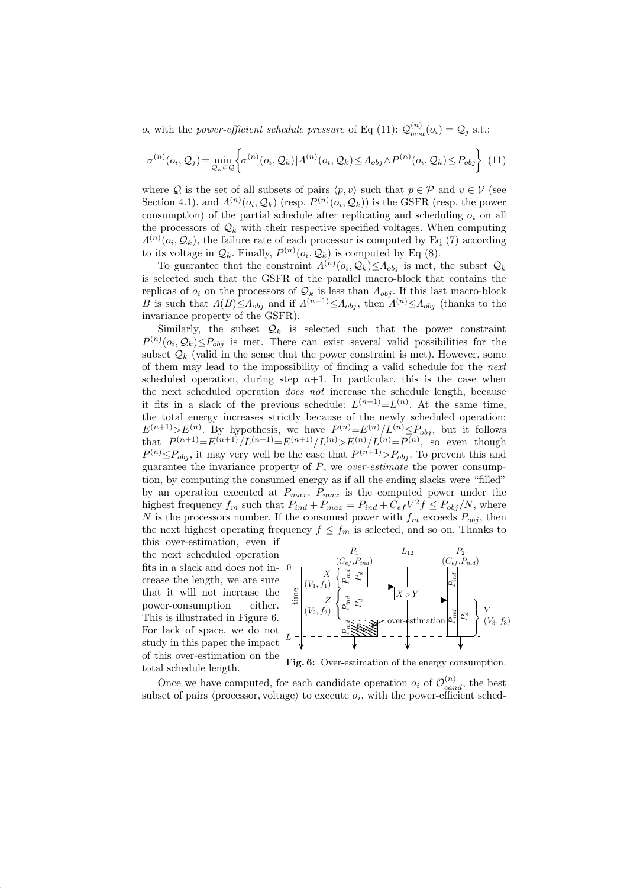$o_i$ with the *power-efficient schedule pressure* of Eq (11): $\mathcal{Q}_{best}^{(n)}(o_i) = \mathcal{Q}_j$ s.t.:

$$\sigma^{(n)}(o_i, \mathcal{Q}_j) = \min_{\mathcal{Q}_k \in \mathcal{Q}} \left\{ \sigma^{(n)}(o_i, \mathcal{Q}_k) \,|\, \Lambda^{(n)}(o_i, \mathcal{Q}_k) \leq \Lambda_{obj} \wedge P^{(n)}(o_i, \mathcal{Q}_k) \leq P_{obj} \right\} \quad (11)$$

where $\mathcal{Q}$ is the set of all subsets of pairs $\langle p, v \rangle$ such that $p \in \mathcal{P}$ and $v \in \mathcal{V}$ (see Section 4.1), and $\Lambda^{(n)}(o_i, \mathcal{Q}_k)$ (resp. $P^{(n)}(o_i, \mathcal{Q}_k)$) is the GSFR (resp. the power consumption) of the partial schedule after replicating and scheduling $o_i$ on all the processors of $\mathcal{Q}_k$ with their respective specified voltages. When computing $\Lambda^{(n)}(o_i, \mathcal{Q}_k)$, the failure rate of each processor is computed by Eq (7) according to its voltage in $\mathcal{Q}_k$. Finally, $P^{(n)}(o_i, \mathcal{Q}_k)$ is computed by Eq (8).

To guarantee that the constraint $\Lambda^{(n)}(o_i, \mathcal{Q}_k) \leq \Lambda_{obj}$ is met, the subset $\mathcal{Q}_k$ is selected such that the GSFR of the parallel macro-block that contains the replicas of $o_i$ on the processors of $\mathcal{Q}_k$ is less than $\Lambda_{obj}$. If this last macro-block $B$ is such that $\Lambda(B) \leq \Lambda_{obj}$ and if $\Lambda^{(n-1)} \leq \Lambda_{obj}$, then $\Lambda^{(n)} \leq \Lambda_{obj}$ (thanks to the invariance property of the GSFR).

Similarly, the subset $\mathcal{Q}_k$ is selected such that the power constraint $P^{(n)}(o_i, \mathcal{Q}_k) \leq P_{obj}$ is met. There can exist several valid possibilities for the subset $\mathcal{Q}_k$ (valid in the sense that the power constraint is met). However, some of them may lead to the impossibility of finding a valid schedule for the *next* scheduled operation, during step $n+1$. In particular, this is the case when the next scheduled operation *does not* increase the schedule length, because it fits in a slack of the previous schedule: $L^{(n+1)} = L^{(n)}$. At the same time, the total energy increases strictly because of the newly scheduled operation: $E^{(n+1)} > E^{(n)}$. By hypothesis, we have $P^{(n)} = E^{(n)}/L^{(n)} \leq P_{obj}$, but it follows that $P^{(n+1)} = E^{(n+1)}/L^{(n+1)} = E^{(n+1)}/L^{(n)} > E^{(n)}/L^{(n)} = P^{(n)}$, so even though $P^{(n)} \leq P_{obj}$, it may very well be the case that $P^{(n+1)} > P_{obj}$. To prevent this and guarantee the invariance property of $P$, we *over-estimate* the power consumption, by computing the consumed energy as if all the ending slacks were "filled" by an operation executed at $P_{max}$. $P_{max}$ is the computed power under the highest frequency $f_m$ such that $P_{ind} + P_{max} = P_{ind} + C_{ef} V^2 f \leq P_{obj}/N$, where $N$ is the processors number. If the consumed power with $f_m$ exceeds $P_{obj}$, then the next highest operating frequency $f \leq f_m$ is selected, and so on. Thanks to this over-estimation, even if the next scheduled operation fits in a slack and does not increase the length, we are sure that it will not increase the power-consumption either. This is illustrated in Figure 6. For lack of space, we do not study in this paper the impact of this over-estimation on the total schedule length.

**Fig. 6:** Over-estimation of the energy consumption.

Once we have computed, for each candidate operation $o_i$ of $\mathcal{O}_{cand}^{(n)}$, the best subset of pairs $\langle$processor, voltage$\rangle$ to execute $o_i$, with the power-efficient sched-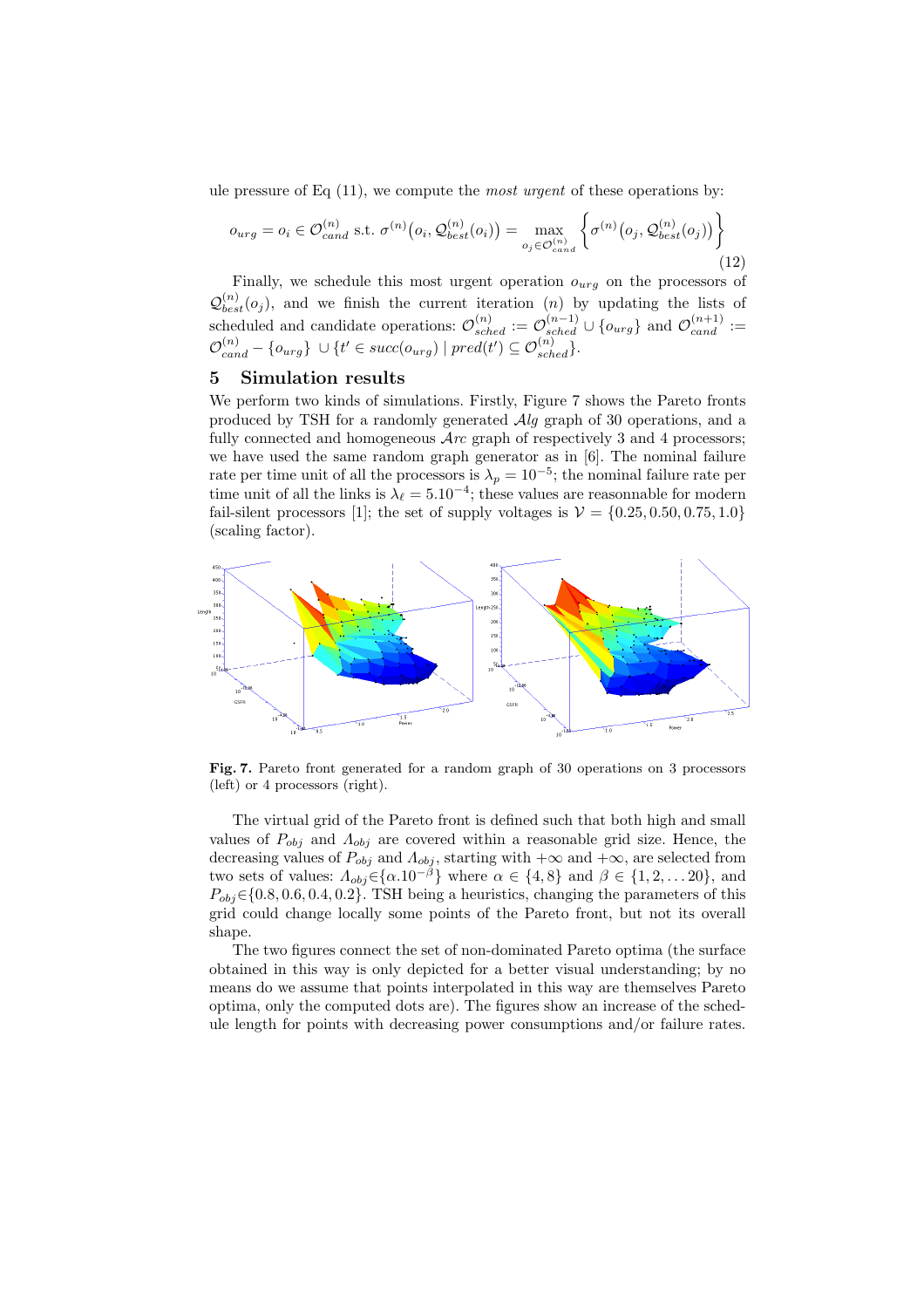ule pressure of Eq (11), we compute the *most urgent* of these operations by:

$$o_{urg} = o_i \in \mathcal{O}_{cand}^{(n)} \text{ s.t. } \sigma^{(n)}\big(o_i, \mathcal{Q}_{best}^{(n)}(o_i)\big) = \max_{o_j \in \mathcal{O}_{cand}^{(n)}} \left\{ \sigma^{(n)}\big(o_j, \mathcal{Q}_{best}^{(n)}(o_j)\big) \right\} \tag{12}$$

Finally, we schedule this most urgent operation $o_{urg}$ on the processors of $\mathcal{Q}_{best}^{(n)}(o_j)$, and we finish the current iteration $(n)$ by updating the lists of scheduled and candidate operations: $\mathcal{O}_{sched}^{(n)} := \mathcal{O}_{sched}^{(n-1)} \cup \{o_{urg}\}$ and $\mathcal{O}_{cand}^{(n+1)} := \mathcal{O}_{cand}^{(n)} - \{o_{urg}\} \cup \{t' \in succ(o_{urg}) \mid pred(t') \subseteq \mathcal{O}_{sched}^{(n)}\}$.

## 5 Simulation results

We perform two kinds of simulations. Firstly, Figure 7 shows the Pareto fronts produced by TSH for a randomly generated $\mathcal{A}lg$ graph of 30 operations, and a fully connected and homogeneous $\mathcal{A}rc$ graph of respectively 3 and 4 processors; we have used the same random graph generator as in [6]. The nominal failure rate per time unit of all the processors is $\lambda_p = 10^{-5}$; the nominal failure rate per time unit of all the links is $\lambda_\ell = 5.10^{-4}$; these values are reasonnable for modern fail-silent processors [1]; the set of supply voltages is $\mathcal{V} = \{0.25, 0.50, 0.75, 1.0\}$ (scaling factor).

**Fig. 7.** Pareto front generated for a random graph of 30 operations on 3 processors (left) or 4 processors (right).

The virtual grid of the Pareto front is defined such that both high and small values of $P_{obj}$ and $\Lambda_{obj}$ are covered within a reasonable grid size. Hence, the decreasing values of $P_{obj}$ and $\Lambda_{obj}$, starting with $+\infty$ and $+\infty$, are selected from two sets of values: $\Lambda_{obj} \in \{\alpha.10^{-\beta}\}$ where $\alpha \in \{4, 8\}$ and $\beta \in \{1, 2, \ldots 20\}$, and $P_{obj} \in \{0.8, 0.6, 0.4, 0.2\}$. TSH being a heuristics, changing the parameters of this grid could change locally some points of the Pareto front, but not its overall shape.

The two figures connect the set of non-dominated Pareto optima (the surface obtained in this way is only depicted for a better visual understanding; by no means do we assume that points interpolated in this way are themselves Pareto optima, only the computed dots are). The figures show an increase of the schedule length for points with decreasing power consumptions and/or failure rates.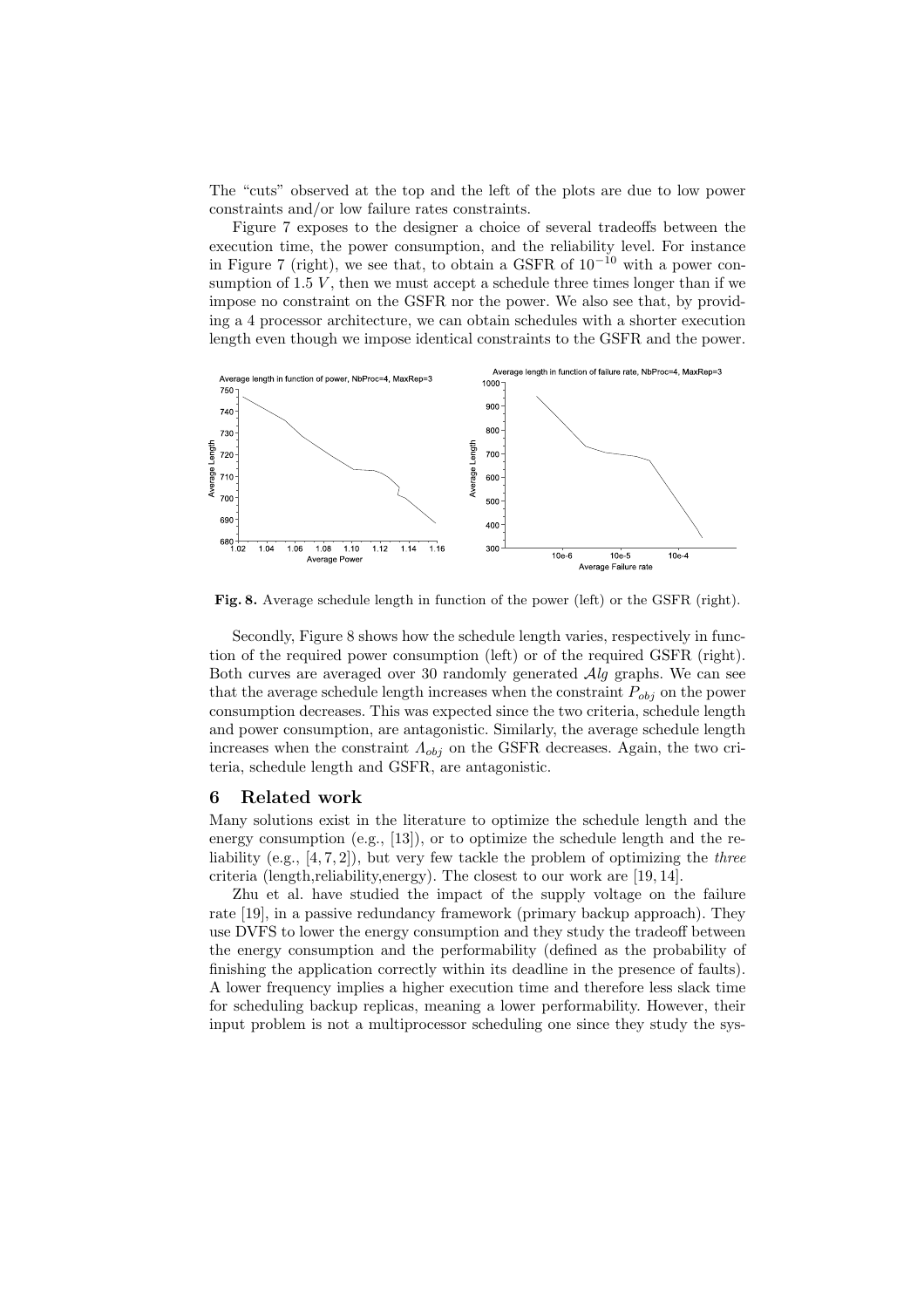The "cuts" observed at the top and the left of the plots are due to low power constraints and/or low failure rates constraints.

Figure 7 exposes to the designer a choice of several tradeoffs between the execution time, the power consumption, and the reliability level. For instance in Figure 7 (right), we see that, to obtain a GSFR of $10^{-10}$ with a power consumption of $1.5\ V$, then we must accept a schedule three times longer than if we impose no constraint on the GSFR nor the power. We also see that, by providing a 4 processor architecture, we can obtain schedules with a shorter execution length even though we impose identical constraints to the GSFR and the power.

**Fig. 8.** Average schedule length in function of the power (left) or the GSFR (right).

Secondly, Figure 8 shows how the schedule length varies, respectively in function of the required power consumption (left) or of the required GSFR (right). Both curves are averaged over 30 randomly generated $\mathcal{A}lg$ graphs. We can see that the average schedule length increases when the constraint $P_{obj}$ on the power consumption decreases. This was expected since the two criteria, schedule length and power consumption, are antagonistic. Similarly, the average schedule length increases when the constraint $\Lambda_{obj}$ on the GSFR decreases. Again, the two criteria, schedule length and GSFR, are antagonistic.

## 6 Related work

Many solutions exist in the literature to optimize the schedule length and the energy consumption (e.g., [13]), or to optimize the schedule length and the reliability (e.g., [4, 7, 2]), but very few tackle the problem of optimizing the *three* criteria (length,reliability,energy). The closest to our work are [19, 14].

Zhu et al. have studied the impact of the supply voltage on the failure rate [19], in a passive redundancy framework (primary backup approach). They use DVFS to lower the energy consumption and they study the tradeoff between the energy consumption and the performability (defined as the probability of finishing the application correctly within its deadline in the presence of faults). A lower frequency implies a higher execution time and therefore less slack time for scheduling backup replicas, meaning a lower performability. However, their input problem is not a multiprocessor scheduling one since they study the sys-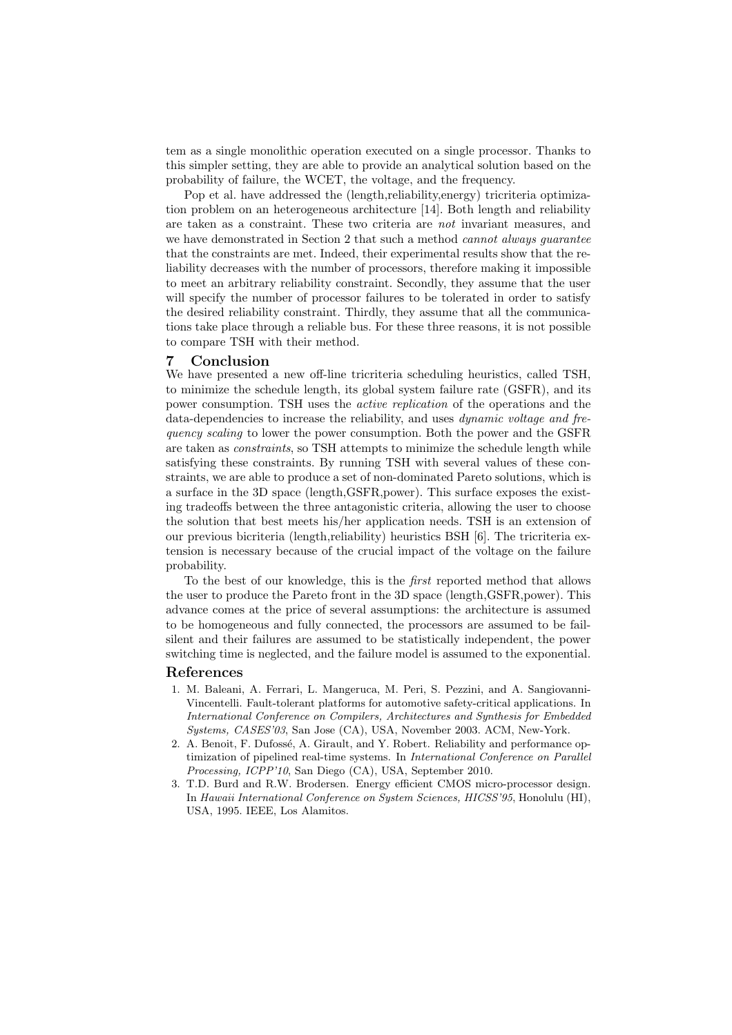tem as a single monolithic operation executed on a single processor. Thanks to this simpler setting, they are able to provide an analytical solution based on the probability of failure, the WCET, the voltage, and the frequency.

Pop et al. have addressed the (length,reliability,energy) tricriteria optimization problem on an heterogeneous architecture [14]. Both length and reliability are taken as a constraint. These two criteria are *not* invariant measures, and we have demonstrated in Section 2 that such a method *cannot always guarantee* that the constraints are met. Indeed, their experimental results show that the reliability decreases with the number of processors, therefore making it impossible to meet an arbitrary reliability constraint. Secondly, they assume that the user will specify the number of processor failures to be tolerated in order to satisfy the desired reliability constraint. Thirdly, they assume that all the communications take place through a reliable bus. For these three reasons, it is not possible to compare TSH with their method.

## 7 Conclusion

We have presented a new off-line tricriteria scheduling heuristics, called TSH, to minimize the schedule length, its global system failure rate (GSFR), and its power consumption. TSH uses the *active replication* of the operations and the data-dependencies to increase the reliability, and uses *dynamic voltage and frequency scaling* to lower the power consumption. Both the power and the GSFR are taken as *constraints*, so TSH attempts to minimize the schedule length while satisfying these constraints. By running TSH with several values of these constraints, we are able to produce a set of non-dominated Pareto solutions, which is a surface in the 3D space (length,GSFR,power). This surface exposes the existing tradeoffs between the three antagonistic criteria, allowing the user to choose the solution that best meets his/her application needs. TSH is an extension of our previous bicriteria (length,reliability) heuristics BSH [6]. The tricriteria extension is necessary because of the crucial impact of the voltage on the failure probability.

To the best of our knowledge, this is the *first* reported method that allows the user to produce the Pareto front in the 3D space (length,GSFR,power). This advance comes at the price of several assumptions: the architecture is assumed to be homogeneous and fully connected, the processors are assumed to be fail-silent and their failures are assumed to be statistically independent, the power switching time is neglected, and the failure model is assumed to the exponential.

## References

1. M. Baleani, A. Ferrari, L. Mangeruca, M. Peri, S. Pezzini, and A. Sangiovanni-Vincentelli. Fault-tolerant platforms for automotive safety-critical applications. In *International Conference on Compilers, Architectures and Synthesis for Embedded Systems, CASES'03*, San Jose (CA), USA, November 2003. ACM, New-York.
2. A. Benoit, F. Dufossé, A. Girault, and Y. Robert. Reliability and performance optimization of pipelined real-time systems. In *International Conference on Parallel Processing, ICPP'10*, San Diego (CA), USA, September 2010.
3. T.D. Burd and R.W. Brodersen. Energy efficient CMOS micro-processor design. In *Hawaii International Conference on System Sciences, HICSS'95*, Honolulu (HI), USA, 1995. IEEE, Los Alamitos.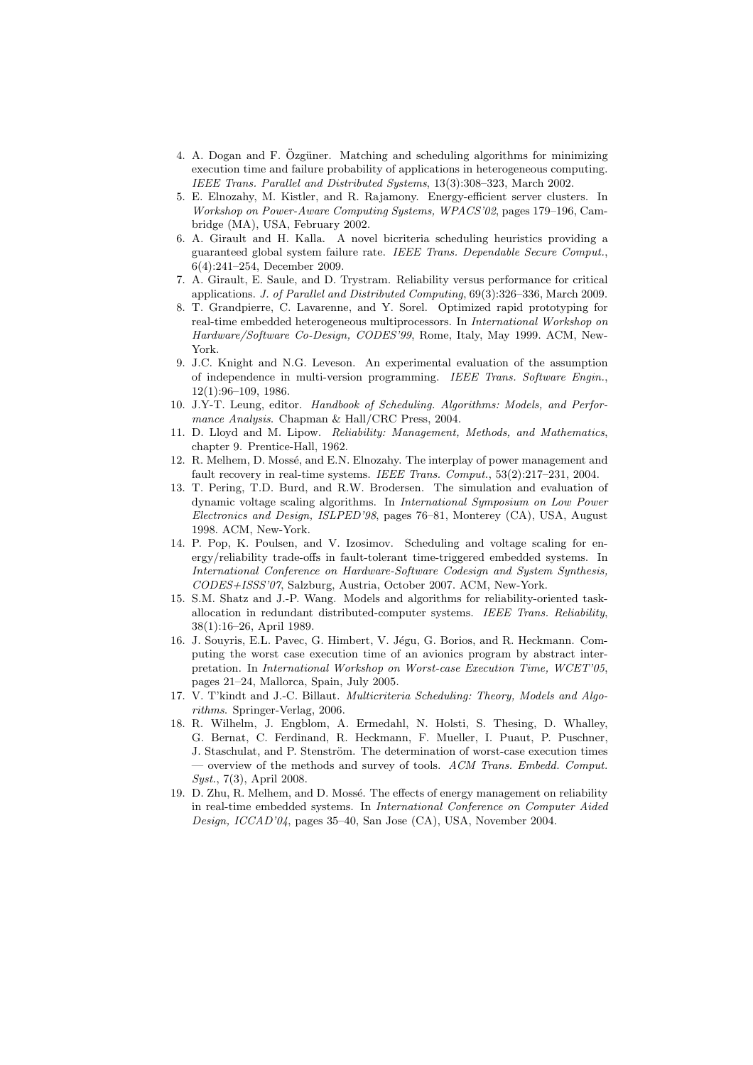4. A. Dogan and F. Özgüner. Matching and scheduling algorithms for minimizing execution time and failure probability of applications in heterogeneous computing. *IEEE Trans. Parallel and Distributed Systems*, 13(3):308–323, March 2002.
5. E. Elnozahy, M. Kistler, and R. Rajamony. Energy-efficient server clusters. In *Workshop on Power-Aware Computing Systems, WPACS'02*, pages 179–196, Cambridge (MA), USA, February 2002.
6. A. Girault and H. Kalla. A novel bicriteria scheduling heuristics providing a guaranteed global system failure rate. *IEEE Trans. Dependable Secure Comput.*, 6(4):241–254, December 2009.
7. A. Girault, E. Saule, and D. Trystram. Reliability versus performance for critical applications. *J. of Parallel and Distributed Computing*, 69(3):326–336, March 2009.
8. T. Grandpierre, C. Lavarenne, and Y. Sorel. Optimized rapid prototyping for real-time embedded heterogeneous multiprocessors. In *International Workshop on Hardware/Software Co-Design, CODES'99*, Rome, Italy, May 1999. ACM, New-York.
9. J.C. Knight and N.G. Leveson. An experimental evaluation of the assumption of independence in multi-version programming. *IEEE Trans. Software Engin.*, 12(1):96–109, 1986.
10. J.Y-T. Leung, editor. *Handbook of Scheduling. Algorithms: Models, and Performance Analysis*. Chapman & Hall/CRC Press, 2004.
11. D. Lloyd and M. Lipow. *Reliability: Management, Methods, and Mathematics*, chapter 9. Prentice-Hall, 1962.
12. R. Melhem, D. Mossé, and E.N. Elnozahy. The interplay of power management and fault recovery in real-time systems. *IEEE Trans. Comput.*, 53(2):217–231, 2004.
13. T. Pering, T.D. Burd, and R.W. Brodersen. The simulation and evaluation of dynamic voltage scaling algorithms. In *International Symposium on Low Power Electronics and Design, ISLPED'98*, pages 76–81, Monterey (CA), USA, August 1998. ACM, New-York.
14. P. Pop, K. Poulsen, and V. Izosimov. Scheduling and voltage scaling for energy/reliability trade-offs in fault-tolerant time-triggered embedded systems. In *International Conference on Hardware-Software Codesign and System Synthesis, CODES+ISSS'07*, Salzburg, Austria, October 2007. ACM, New-York.
15. S.M. Shatz and J.-P. Wang. Models and algorithms for reliability-oriented task-allocation in redundant distributed-computer systems. *IEEE Trans. Reliability*, 38(1):16–26, April 1989.
16. J. Souyris, E.L. Pavec, G. Himbert, V. Jégu, G. Borios, and R. Heckmann. Computing the worst case execution time of an avionics program by abstract interpretation. In *International Workshop on Worst-case Execution Time, WCET'05*, pages 21–24, Mallorca, Spain, July 2005.
17. V. T'kindt and J.-C. Billaut. *Multicriteria Scheduling: Theory, Models and Algorithms*. Springer-Verlag, 2006.
18. R. Wilhelm, J. Engblom, A. Ermedahl, N. Holsti, S. Thesing, D. Whalley, G. Bernat, C. Ferdinand, R. Heckmann, F. Mueller, I. Puaut, P. Puschner, J. Staschulat, and P. Stenström. The determination of worst-case execution times — overview of the methods and survey of tools. *ACM Trans. Embedd. Comput. Syst.*, 7(3), April 2008.
19. D. Zhu, R. Melhem, and D. Mossé. The effects of energy management on reliability in real-time embedded systems. In *International Conference on Computer Aided Design, ICCAD'04*, pages 35–40, San Jose (CA), USA, November 2004.